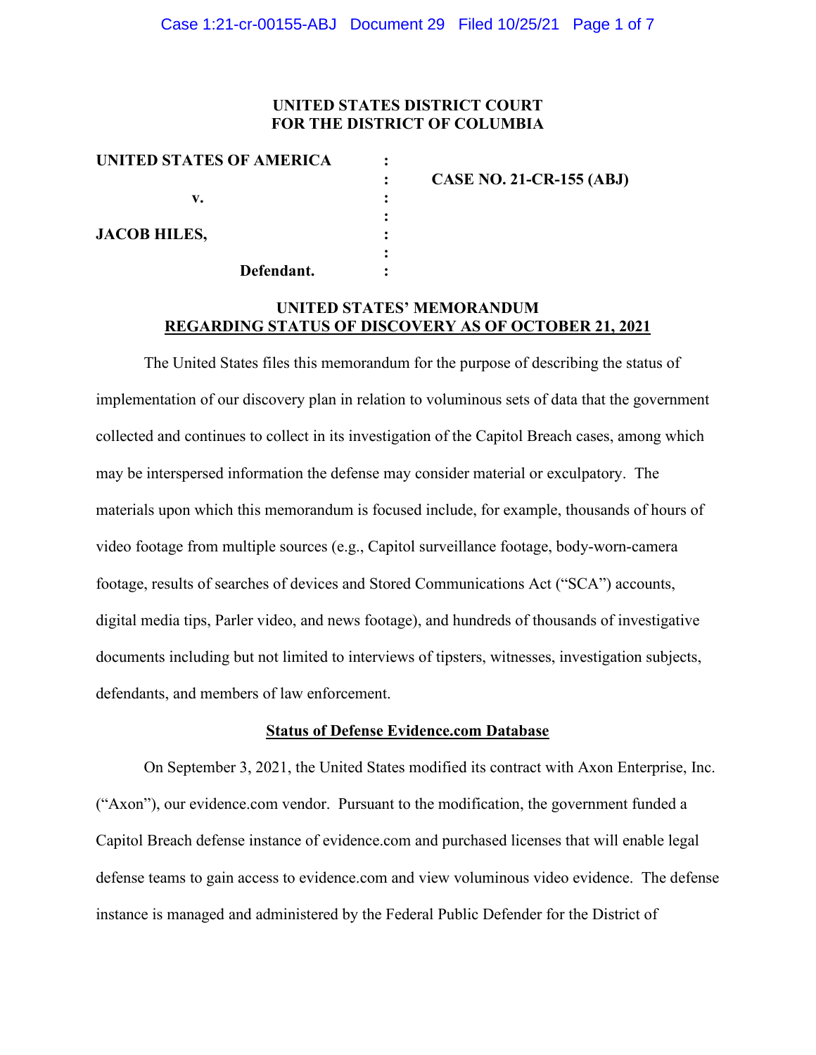**UNITED STATES DISTRICT COURT**
**FOR THE DISTRICT OF COLUMBIA**

| | | |
|---|---|---|
| **UNITED STATES OF AMERICA** | : | |
| | : | **CASE NO. 21-CR-155 (ABJ)** |
| **v.** | : | |
| | : | |
| **JACOB HILES,** | : | |
| | : | |
| **Defendant.** | : | |

**UNITED STATES' MEMORANDUM**
**REGARDING STATUS OF DISCOVERY AS OF OCTOBER 21, 2021**

The United States files this memorandum for the purpose of describing the status of implementation of our discovery plan in relation to voluminous sets of data that the government collected and continues to collect in its investigation of the Capitol Breach cases, among which may be interspersed information the defense may consider material or exculpatory. The materials upon which this memorandum is focused include, for example, thousands of hours of video footage from multiple sources (e.g., Capitol surveillance footage, body-worn-camera footage, results of searches of devices and Stored Communications Act ("SCA") accounts, digital media tips, Parler video, and news footage), and hundreds of thousands of investigative documents including but not limited to interviews of tipsters, witnesses, investigation subjects, defendants, and members of law enforcement.

**Status of Defense Evidence.com Database**

On September 3, 2021, the United States modified its contract with Axon Enterprise, Inc. ("Axon"), our evidence.com vendor. Pursuant to the modification, the government funded a Capitol Breach defense instance of evidence.com and purchased licenses that will enable legal defense teams to gain access to evidence.com and view voluminous video evidence. The defense instance is managed and administered by the Federal Public Defender for the District of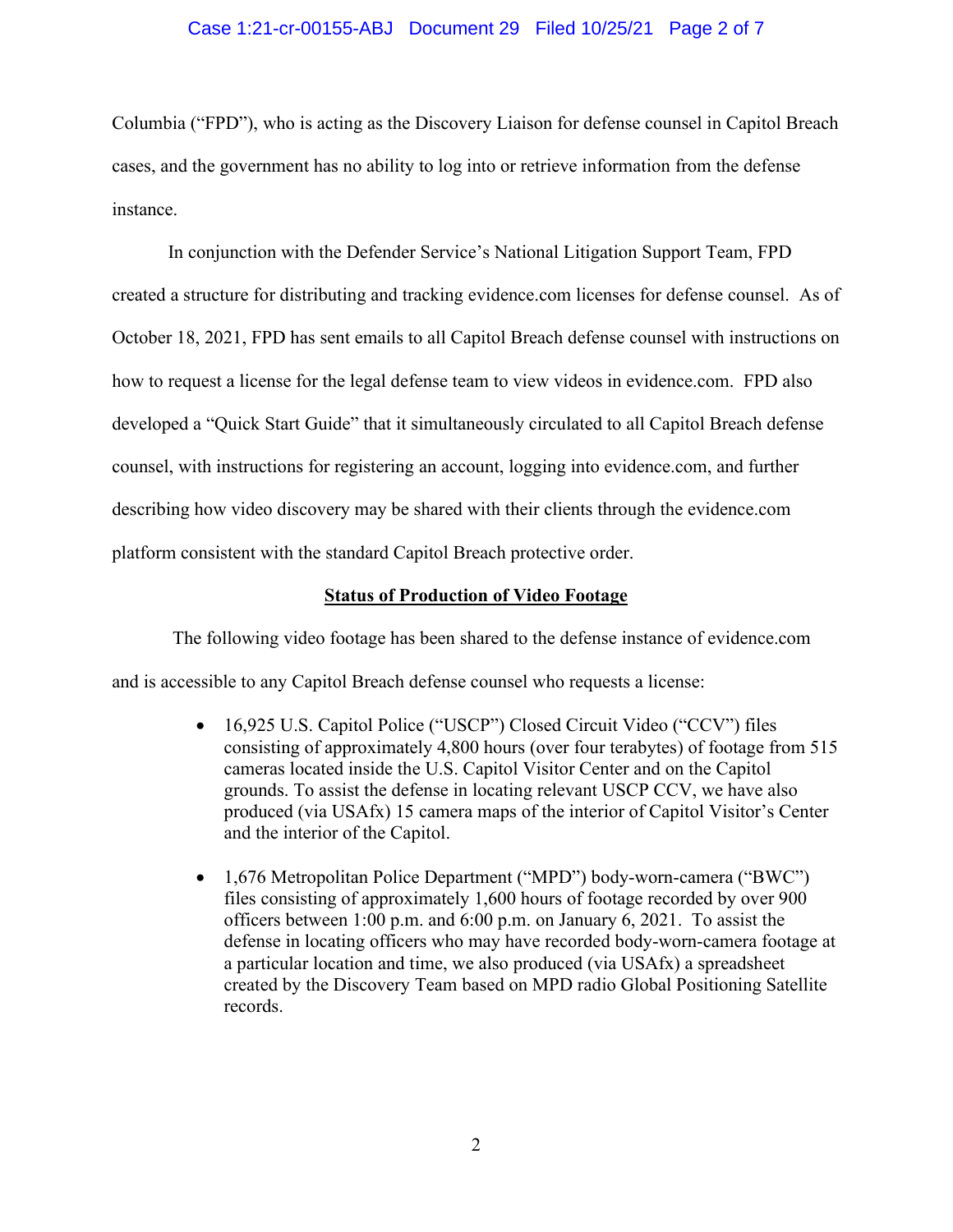Columbia ("FPD"), who is acting as the Discovery Liaison for defense counsel in Capitol Breach cases, and the government has no ability to log into or retrieve information from the defense instance.

In conjunction with the Defender Service's National Litigation Support Team, FPD created a structure for distributing and tracking evidence.com licenses for defense counsel. As of October 18, 2021, FPD has sent emails to all Capitol Breach defense counsel with instructions on how to request a license for the legal defense team to view videos in evidence.com. FPD also developed a "Quick Start Guide" that it simultaneously circulated to all Capitol Breach defense counsel, with instructions for registering an account, logging into evidence.com, and further describing how video discovery may be shared with their clients through the evidence.com platform consistent with the standard Capitol Breach protective order.

**Status of Production of Video Footage**

The following video footage has been shared to the defense instance of evidence.com and is accessible to any Capitol Breach defense counsel who requests a license:

- 16,925 U.S. Capitol Police ("USCP") Closed Circuit Video ("CCV") files consisting of approximately 4,800 hours (over four terabytes) of footage from 515 cameras located inside the U.S. Capitol Visitor Center and on the Capitol grounds. To assist the defense in locating relevant USCP CCV, we have also produced (via USAfx) 15 camera maps of the interior of Capitol Visitor's Center and the interior of the Capitol.

- 1,676 Metropolitan Police Department ("MPD") body-worn-camera ("BWC") files consisting of approximately 1,600 hours of footage recorded by over 900 officers between 1:00 p.m. and 6:00 p.m. on January 6, 2021. To assist the defense in locating officers who may have recorded body-worn-camera footage at a particular location and time, we also produced (via USAfx) a spreadsheet created by the Discovery Team based on MPD radio Global Positioning Satellite records.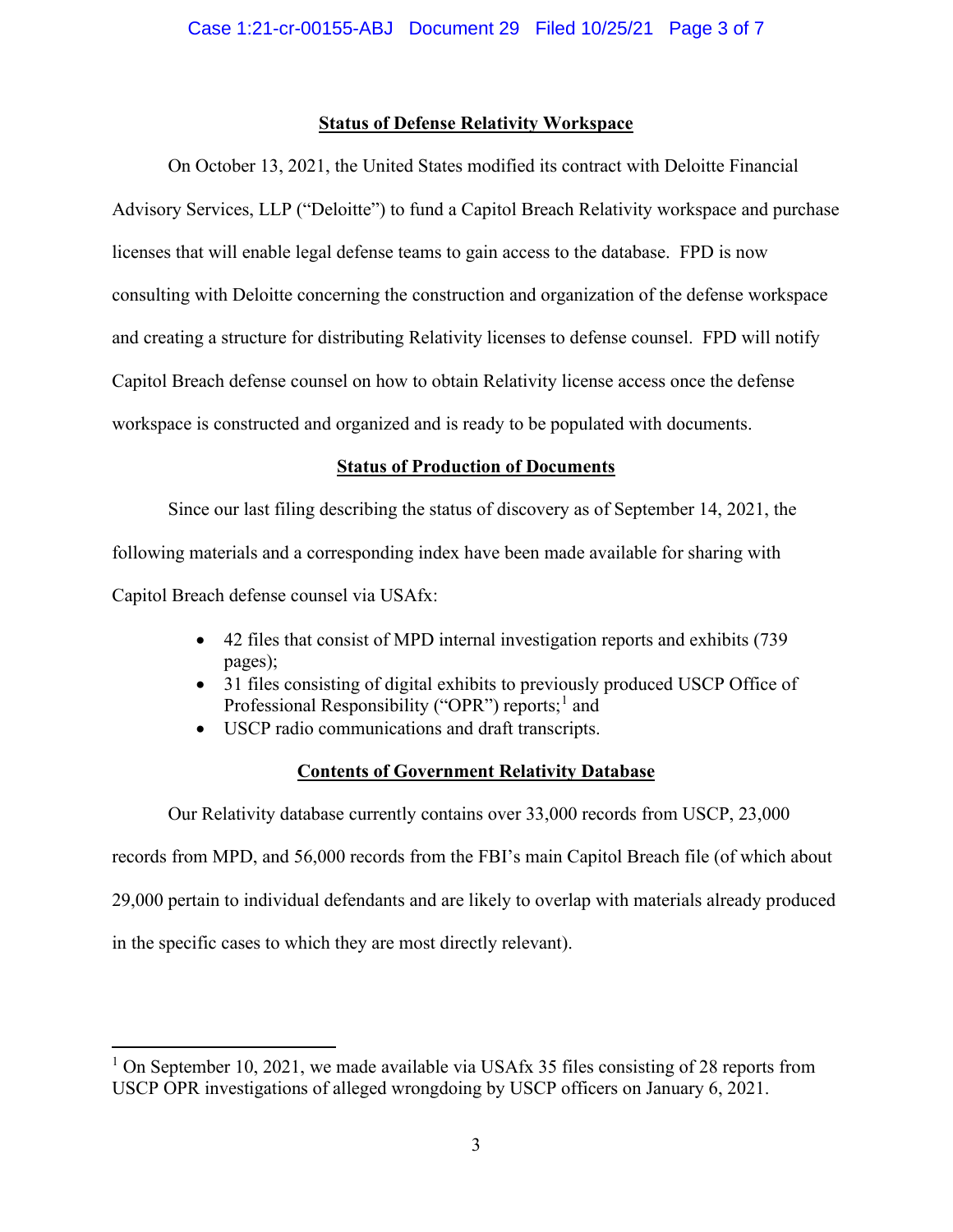**Status of Defense Relativity Workspace**

On October 13, 2021, the United States modified its contract with Deloitte Financial Advisory Services, LLP ("Deloitte") to fund a Capitol Breach Relativity workspace and purchase licenses that will enable legal defense teams to gain access to the database. FPD is now consulting with Deloitte concerning the construction and organization of the defense workspace and creating a structure for distributing Relativity licenses to defense counsel. FPD will notify Capitol Breach defense counsel on how to obtain Relativity license access once the defense workspace is constructed and organized and is ready to be populated with documents.

**Status of Production of Documents**

Since our last filing describing the status of discovery as of September 14, 2021, the following materials and a corresponding index have been made available for sharing with Capitol Breach defense counsel via USAfx:

- 42 files that consist of MPD internal investigation reports and exhibits (739 pages);
- 31 files consisting of digital exhibits to previously produced USCP Office of Professional Responsibility ("OPR") reports;[1] and
- USCP radio communications and draft transcripts.

**Contents of Government Relativity Database**

Our Relativity database currently contains over 33,000 records from USCP, 23,000 records from MPD, and 56,000 records from the FBI's main Capitol Breach file (of which about 29,000 pertain to individual defendants and are likely to overlap with materials already produced in the specific cases to which they are most directly relevant).

---

[1] On September 10, 2021, we made available via USAfx 35 files consisting of 28 reports from USCP OPR investigations of alleged wrongdoing by USCP officers on January 6, 2021.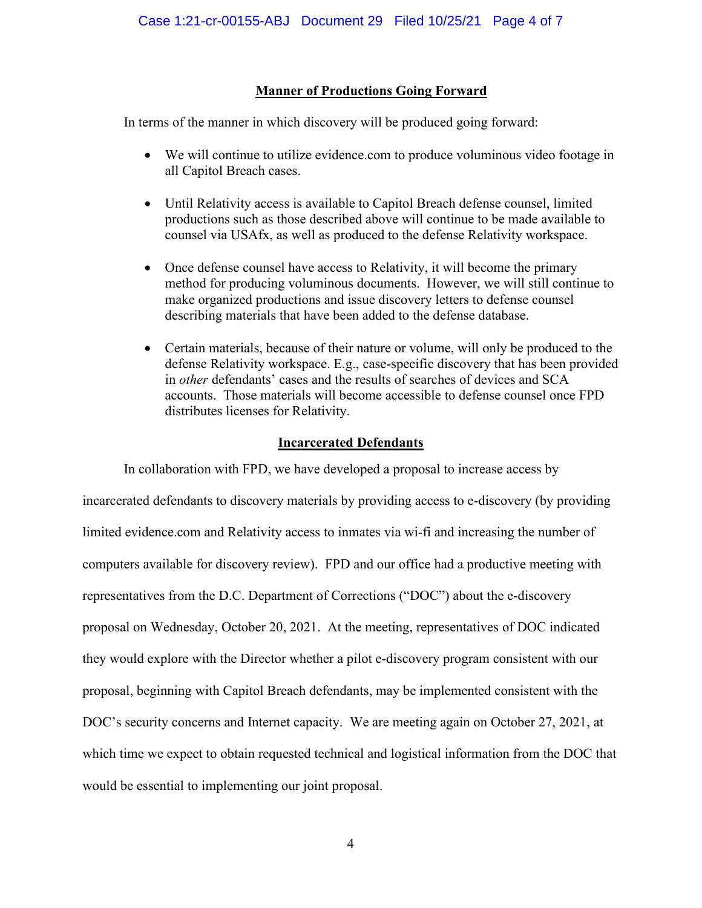**Manner of Productions Going Forward**

In terms of the manner in which discovery will be produced going forward:

- We will continue to utilize evidence.com to produce voluminous video footage in all Capitol Breach cases.
- Until Relativity access is available to Capitol Breach defense counsel, limited productions such as those described above will continue to be made available to counsel via USAfx, as well as produced to the defense Relativity workspace.
- Once defense counsel have access to Relativity, it will become the primary method for producing voluminous documents. However, we will still continue to make organized productions and issue discovery letters to defense counsel describing materials that have been added to the defense database.
- Certain materials, because of their nature or volume, will only be produced to the defense Relativity workspace. E.g., case-specific discovery that has been provided in *other* defendants' cases and the results of searches of devices and SCA accounts. Those materials will become accessible to defense counsel once FPD distributes licenses for Relativity.

**Incarcerated Defendants**

In collaboration with FPD, we have developed a proposal to increase access by incarcerated defendants to discovery materials by providing access to e-discovery (by providing limited evidence.com and Relativity access to inmates via wi-fi and increasing the number of computers available for discovery review). FPD and our office had a productive meeting with representatives from the D.C. Department of Corrections ("DOC") about the e-discovery proposal on Wednesday, October 20, 2021. At the meeting, representatives of DOC indicated they would explore with the Director whether a pilot e-discovery program consistent with our proposal, beginning with Capitol Breach defendants, may be implemented consistent with the DOC's security concerns and Internet capacity. We are meeting again on October 27, 2021, at which time we expect to obtain requested technical and logistical information from the DOC that would be essential to implementing our joint proposal.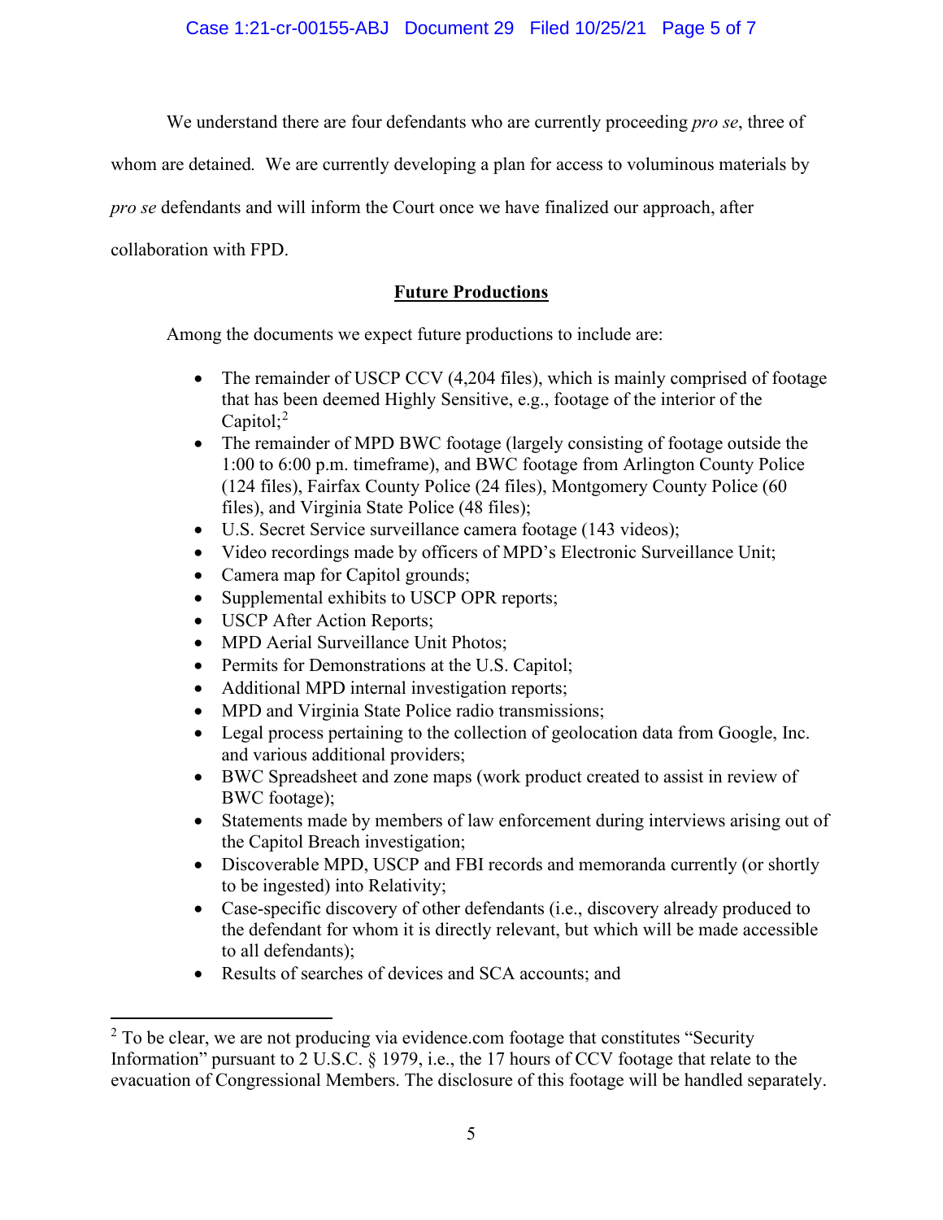We understand there are four defendants who are currently proceeding *pro se*, three of whom are detained. We are currently developing a plan for access to voluminous materials by *pro se* defendants and will inform the Court once we have finalized our approach, after collaboration with FPD.

## Future Productions

Among the documents we expect future productions to include are:

- The remainder of USCP CCV (4,204 files), which is mainly comprised of footage that has been deemed Highly Sensitive, e.g., footage of the interior of the Capitol;[2]
- The remainder of MPD BWC footage (largely consisting of footage outside the 1:00 to 6:00 p.m. timeframe), and BWC footage from Arlington County Police (124 files), Fairfax County Police (24 files), Montgomery County Police (60 files), and Virginia State Police (48 files);
- U.S. Secret Service surveillance camera footage (143 videos);
- Video recordings made by officers of MPD's Electronic Surveillance Unit;
- Camera map for Capitol grounds;
- Supplemental exhibits to USCP OPR reports;
- USCP After Action Reports;
- MPD Aerial Surveillance Unit Photos;
- Permits for Demonstrations at the U.S. Capitol;
- Additional MPD internal investigation reports;
- MPD and Virginia State Police radio transmissions;
- Legal process pertaining to the collection of geolocation data from Google, Inc. and various additional providers;
- BWC Spreadsheet and zone maps (work product created to assist in review of BWC footage);
- Statements made by members of law enforcement during interviews arising out of the Capitol Breach investigation;
- Discoverable MPD, USCP and FBI records and memoranda currently (or shortly to be ingested) into Relativity;
- Case-specific discovery of other defendants (i.e., discovery already produced to the defendant for whom it is directly relevant, but which will be made accessible to all defendants);
- Results of searches of devices and SCA accounts; and

[2] To be clear, we are not producing via evidence.com footage that constitutes "Security Information" pursuant to 2 U.S.C. § 1979, i.e., the 17 hours of CCV footage that relate to the evacuation of Congressional Members. The disclosure of this footage will be handled separately.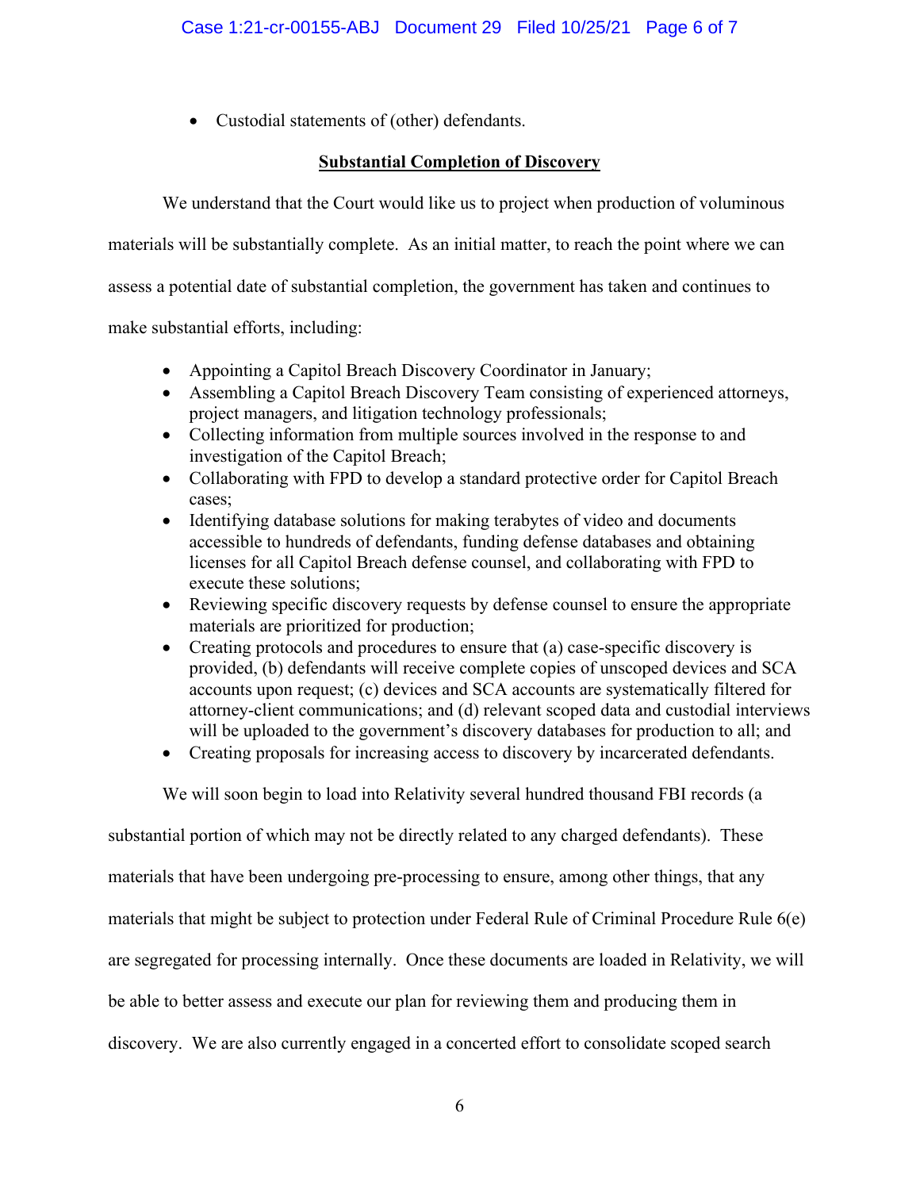- Custodial statements of (other) defendants.

## Substantial Completion of Discovery

We understand that the Court would like us to project when production of voluminous materials will be substantially complete. As an initial matter, to reach the point where we can assess a potential date of substantial completion, the government has taken and continues to make substantial efforts, including:

- Appointing a Capitol Breach Discovery Coordinator in January;
- Assembling a Capitol Breach Discovery Team consisting of experienced attorneys, project managers, and litigation technology professionals;
- Collecting information from multiple sources involved in the response to and investigation of the Capitol Breach;
- Collaborating with FPD to develop a standard protective order for Capitol Breach cases;
- Identifying database solutions for making terabytes of video and documents accessible to hundreds of defendants, funding defense databases and obtaining licenses for all Capitol Breach defense counsel, and collaborating with FPD to execute these solutions;
- Reviewing specific discovery requests by defense counsel to ensure the appropriate materials are prioritized for production;
- Creating protocols and procedures to ensure that (a) case-specific discovery is provided, (b) defendants will receive complete copies of unscoped devices and SCA accounts upon request; (c) devices and SCA accounts are systematically filtered for attorney-client communications; and (d) relevant scoped data and custodial interviews will be uploaded to the government's discovery databases for production to all; and
- Creating proposals for increasing access to discovery by incarcerated defendants.

We will soon begin to load into Relativity several hundred thousand FBI records (a substantial portion of which may not be directly related to any charged defendants). These materials that have been undergoing pre-processing to ensure, among other things, that any materials that might be subject to protection under Federal Rule of Criminal Procedure Rule 6(e) are segregated for processing internally. Once these documents are loaded in Relativity, we will be able to better assess and execute our plan for reviewing them and producing them in discovery. We are also currently engaged in a concerted effort to consolidate scoped search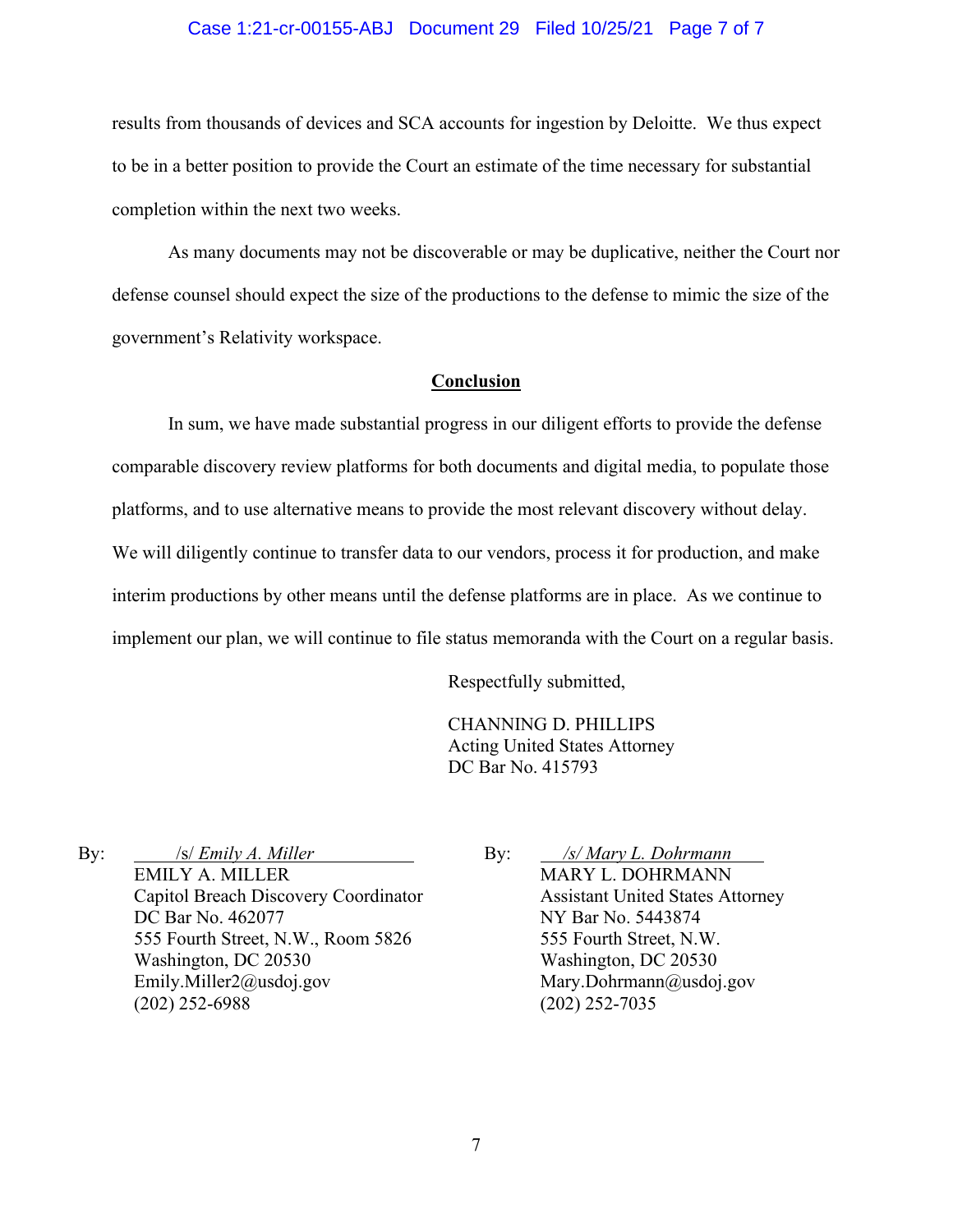results from thousands of devices and SCA accounts for ingestion by Deloitte. We thus expect to be in a better position to provide the Court an estimate of the time necessary for substantial completion within the next two weeks.

As many documents may not be discoverable or may be duplicative, neither the Court nor defense counsel should expect the size of the productions to the defense to mimic the size of the government's Relativity workspace.

**Conclusion**

In sum, we have made substantial progress in our diligent efforts to provide the defense comparable discovery review platforms for both documents and digital media, to populate those platforms, and to use alternative means to provide the most relevant discovery without delay. We will diligently continue to transfer data to our vendors, process it for production, and make interim productions by other means until the defense platforms are in place. As we continue to implement our plan, we will continue to file status memoranda with the Court on a regular basis.

Respectfully submitted,

CHANNING D. PHILLIPS
Acting United States Attorney
DC Bar No. 415793

By: /s/ *Emily A. Miller*
EMILY A. MILLER
Capitol Breach Discovery Coordinator
DC Bar No. 462077
555 Fourth Street, N.W., Room 5826
Washington, DC 20530
Emily.Miller2@usdoj.gov
(202) 252-6988

By: */s/ Mary L. Dohrmann*
MARY L. DOHRMANN
Assistant United States Attorney
NY Bar No. 5443874
555 Fourth Street, N.W.
Washington, DC 20530
Mary.Dohrmann@usdoj.gov
(202) 252-7035